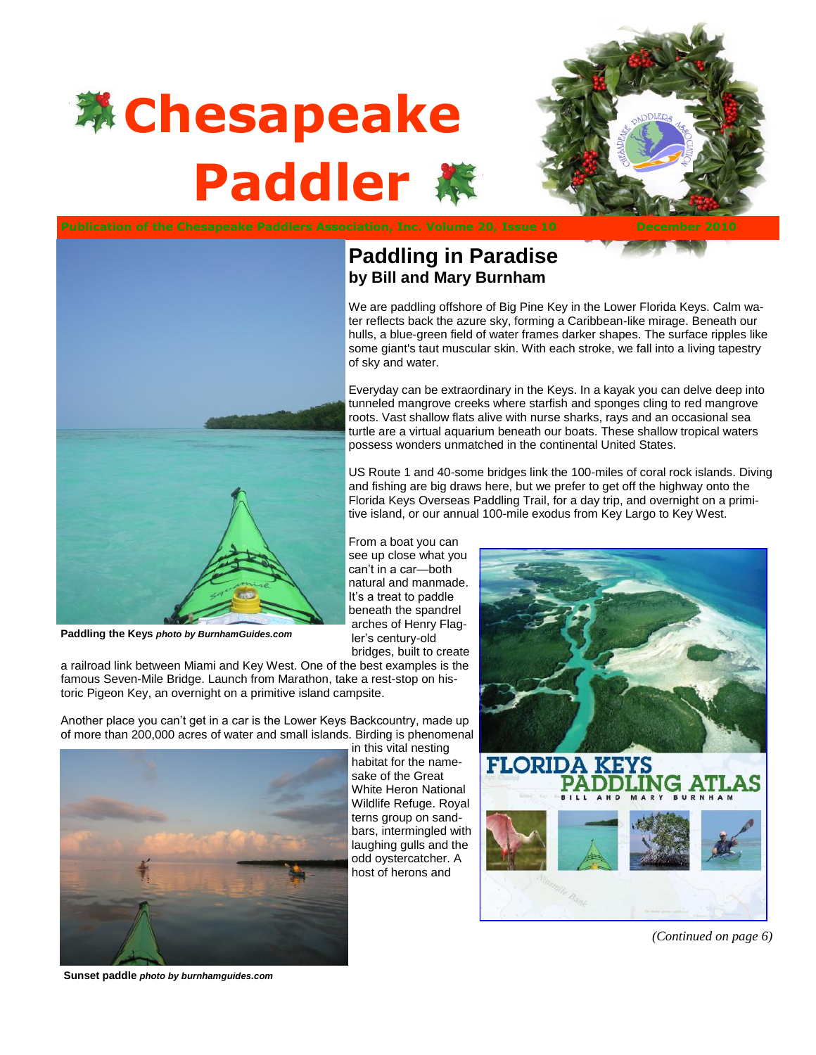# Chesapeake Paddler

Publication of the Chesapeake Paddlers Association, Inc. Volume 20, Issue 10 December 2010

## Paddling in Paradise

**by Bill and Mary Burnham**

We are paddling offshore of Big Pine Key in the Lower Florida Keys. Calm water reflects back the azure sky, forming a Caribbean-like mirage. Beneath our hulls, a blue-green field of water frames darker shapes. The surface ripples like some giant's taut muscular skin. With each stroke, we fall into a living tapestry of sky and water.

Everyday can be extraordinary in the Keys. In a kayak you can delve deep into tunneled mangrove creeks where starfish and sponges cling to red mangrove roots. Vast shallow flats alive with nurse sharks, rays and an occasional sea turtle are a virtual aquarium beneath our boats. These shallow tropical waters possess wonders unmatched in the continental United States.

US Route 1 and 40-some bridges link the 100-miles of coral rock islands. Diving and fishing are big draws here, but we prefer to get off the highway onto the Florida Keys Overseas Paddling Trail, for a day trip, and overnight on a primitive island, or our annual 100-mile exodus from Key Largo to Key West.

From a boat you can see up close what you can't in a car—both natural and manmade. It's a treat to paddle beneath the spandrel arches of Henry Flagler's century-old bridges, built to create a railroad link between Miami and Key West. One of the best examples is the famous Seven-Mile Bridge. Launch from Marathon, take a rest-stop on historic Pigeon Key, an overnight on a primitive island campsite.

**Paddling the Keys** ***photo by BurnhamGuides.com***

Another place you can't get in a car is the Lower Keys Backcountry, made up of more than 200,000 acres of water and small islands. Birding is phenomenal in this vital nesting habitat for the namesake of the Great White Heron National Wildlife Refuge. Royal terns group on sandbars, intermingled with laughing gulls and the odd oystercatcher. A host of herons and

**Sunset paddle** ***photo by burnhamguides.com***

*(Continued on page 6)*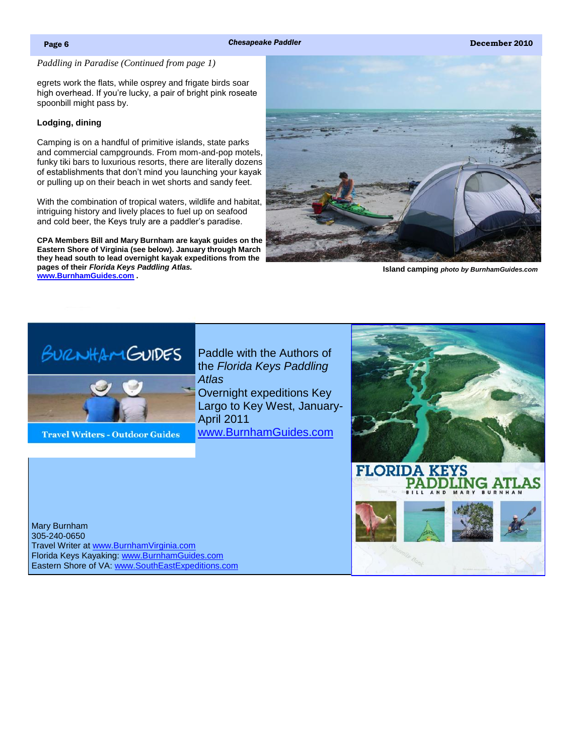*Paddling in Paradise (Continued from page 1)*

egrets work the flats, while osprey and frigate birds soar high overhead. If you're lucky, a pair of bright pink roseate spoonbill might pass by.

**Lodging, dining**

Camping is on a handful of primitive islands, state parks and commercial campgrounds. From mom-and-pop motels, funky tiki bars to luxurious resorts, there are literally dozens of establishments that don't mind you launching your kayak or pulling up on their beach in wet shorts and sandy feet.

With the combination of tropical waters, wildlife and habitat, intriguing history and lively places to fuel up on seafood and cold beer, the Keys truly are a paddler's paradise.

**CPA Members Bill and Mary Burnham are kayak guides on the Eastern Shore of Virginia (see below). January through March they head south to lead overnight kayak expeditions from the pages of their *Florida Keys Paddling Atlas.* www.BurnhamGuides.com .**

**Island camping** ***photo by BurnhamGuides.com***

BurnhamGuides

Travel Writers - Outdoor Guides

Paddle with the Authors of the *Florida Keys Paddling Atlas*

Overnight expeditions Key Largo to Key West, January-April 2011

www.BurnhamGuides.com

Mary Burnham
305-240-0650
Travel Writer at www.BurnhamVirginia.com
Florida Keys Kayaking: www.BurnhamGuides.com
Eastern Shore of VA: www.SouthEastExpeditions.com

FLORIDA KEYS PADDLING ATLAS

BILL AND MARY BURNHAM